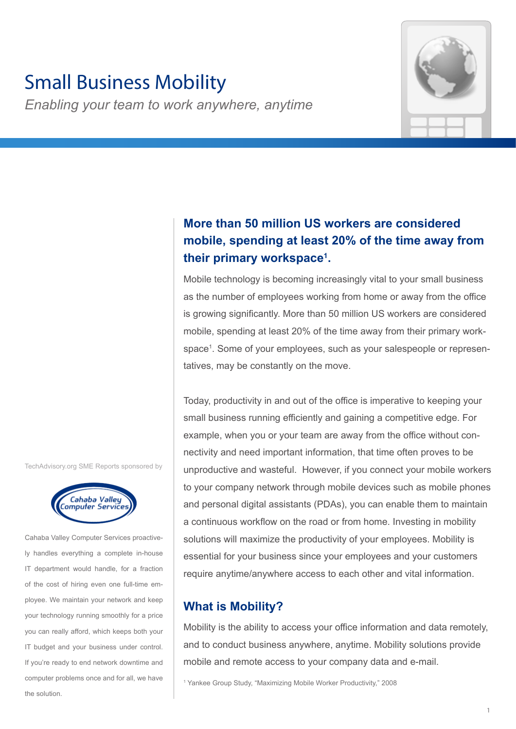# Small Business Mobility

*Enabling your team to work anywhere, anytime*

## More than 50 million US workers are considered mobile, spending at least 20% of the time away from their primary workspace[1].

Mobile technology is becoming increasingly vital to your small business as the number of employees working from home or away from the office is growing significantly. More than 50 million US workers are considered mobile, spending at least 20% of the time away from their primary workspace[1]. Some of your employees, such as your salespeople or representatives, may be constantly on the move.

Today, productivity in and out of the office is imperative to keeping your small business running efficiently and gaining a competitive edge. For example, when you or your team are away from the office without connectivity and need important information, that time often proves to be unproductive and wasteful. However, if you connect your mobile workers to your company network through mobile devices such as mobile phones and personal digital assistants (PDAs), you can enable them to maintain a continuous workflow on the road or from home. Investing in mobility solutions will maximize the productivity of your employees. Mobility is essential for your business since your employees and your customers require anytime/anywhere access to each other and vital information.

## What is Mobility?

Mobility is the ability to access your office information and data remotely, and to conduct business anywhere, anytime. Mobility solutions provide mobile and remote access to your company data and e-mail.

[1] Yankee Group Study, "Maximizing Mobile Worker Productivity," 2008

TechAdvisory.org SME Reports sponsored by

Cahaba Valley Computer Services

Cahaba Valley Computer Services proactively handles everything a complete in-house IT department would handle, for a fraction of the cost of hiring even one full-time employee. We maintain your network and keep your technology running smoothly for a price you can really afford, which keeps both your IT budget and your business under control. If you're ready to end network downtime and computer problems once and for all, we have the solution.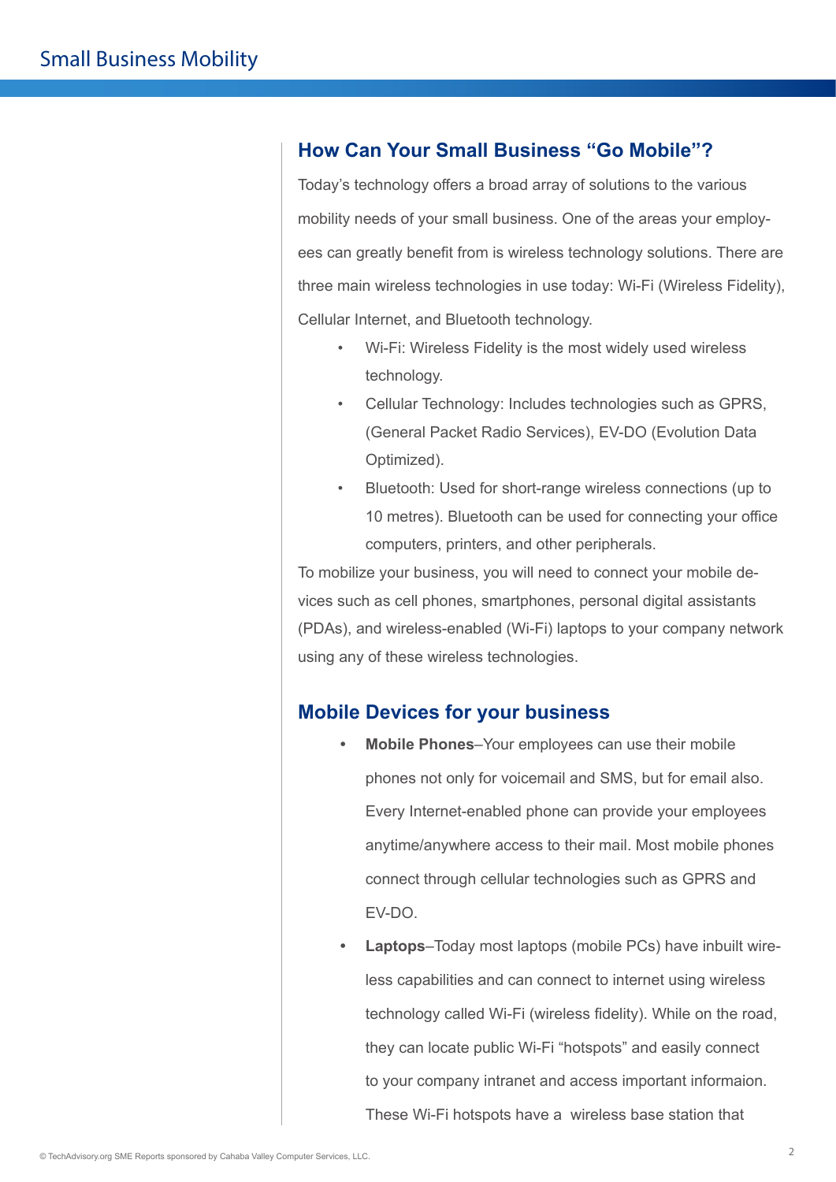## How Can Your Small Business "Go Mobile"?

Today's technology offers a broad array of solutions to the various mobility needs of your small business. One of the areas your employees can greatly benefit from is wireless technology solutions. There are three main wireless technologies in use today: Wi-Fi (Wireless Fidelity), Cellular Internet, and Bluetooth technology.

- Wi-Fi: Wireless Fidelity is the most widely used wireless technology.
- Cellular Technology: Includes technologies such as GPRS, (General Packet Radio Services), EV-DO (Evolution Data Optimized).
- Bluetooth: Used for short-range wireless connections (up to 10 metres). Bluetooth can be used for connecting your office computers, printers, and other peripherals.

To mobilize your business, you will need to connect your mobile devices such as cell phones, smartphones, personal digital assistants (PDAs), and wireless-enabled (Wi-Fi) laptops to your company network using any of these wireless technologies.

## Mobile Devices for your business

- **Mobile Phones**–Your employees can use their mobile phones not only for voicemail and SMS, but for email also. Every Internet-enabled phone can provide your employees anytime/anywhere access to their mail. Most mobile phones connect through cellular technologies such as GPRS and EV-DO.
- **Laptops**–Today most laptops (mobile PCs) have inbuilt wireless capabilities and can connect to internet using wireless technology called Wi-Fi (wireless fidelity). While on the road, they can locate public Wi-Fi "hotspots" and easily connect to your company intranet and access important informaion. These Wi-Fi hotspots have a wireless base station that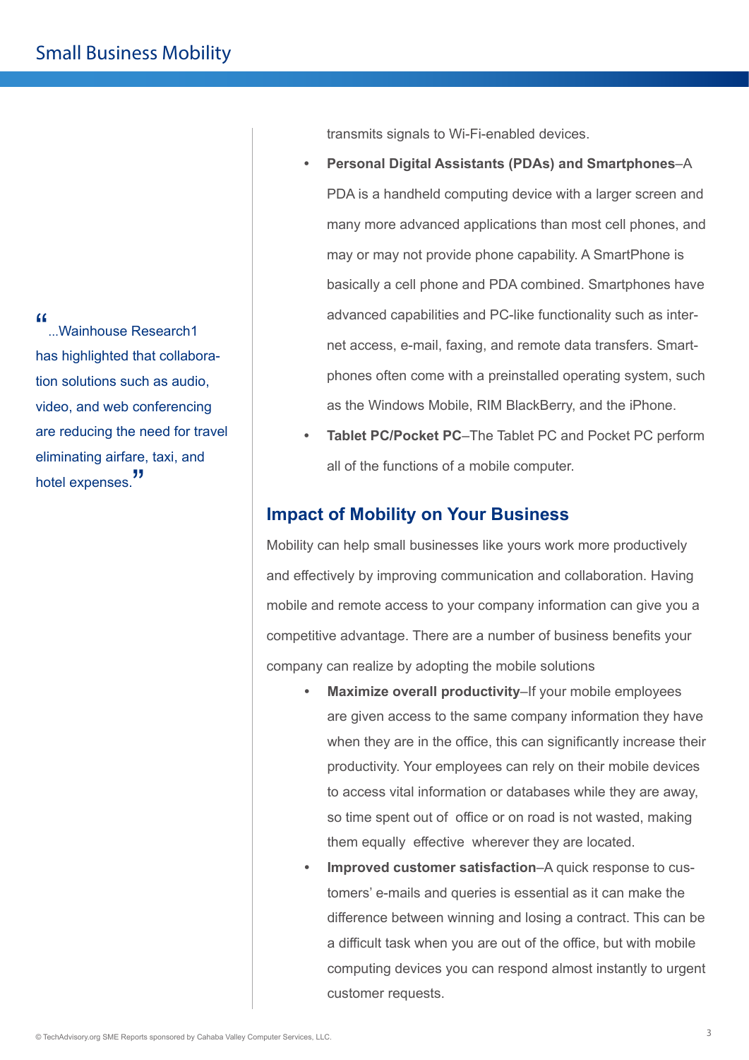transmits signals to Wi-Fi-enabled devices.

- **Personal Digital Assistants (PDAs) and Smartphones**–A PDA is a handheld computing device with a larger screen and many more advanced applications than most cell phones, and may or may not provide phone capability. A SmartPhone is basically a cell phone and PDA combined. Smartphones have advanced capabilities and PC-like functionality such as internet access, e-mail, faxing, and remote data transfers. Smartphones often come with a preinstalled operating system, such as the Windows Mobile, RIM BlackBerry, and the iPhone.
- **Tablet PC/Pocket PC**–The Tablet PC and Pocket PC perform all of the functions of a mobile computer.

> "...Wainhouse Research1 has highlighted that collaboration solutions such as audio, video, and web conferencing are reducing the need for travel eliminating airfare, taxi, and hotel expenses."

## Impact of Mobility on Your Business

Mobility can help small businesses like yours work more productively and effectively by improving communication and collaboration. Having mobile and remote access to your company information can give you a competitive advantage. There are a number of business benefits your company can realize by adopting the mobile solutions

- **Maximize overall productivity**–If your mobile employees are given access to the same company information they have when they are in the office, this can significantly increase their productivity. Your employees can rely on their mobile devices to access vital information or databases while they are away, so time spent out of office or on road is not wasted, making them equally effective wherever they are located.
- **Improved customer satisfaction**–A quick response to customers' e-mails and queries is essential as it can make the difference between winning and losing a contract. This can be a difficult task when you are out of the office, but with mobile computing devices you can respond almost instantly to urgent customer requests.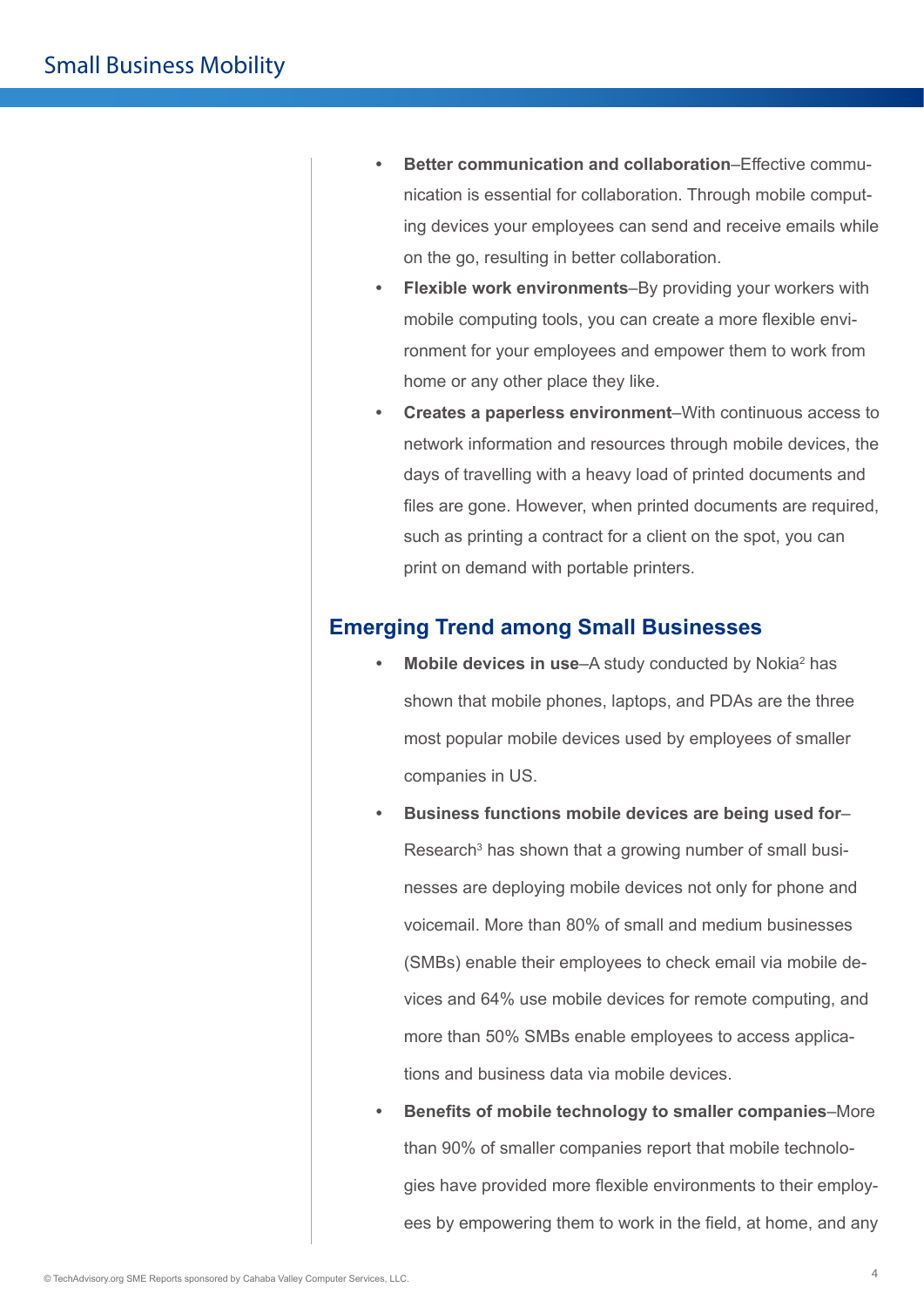- **Better communication and collaboration**–Effective communication is essential for collaboration. Through mobile computing devices your employees can send and receive emails while on the go, resulting in better collaboration.
- **Flexible work environments**–By providing your workers with mobile computing tools, you can create a more flexible environment for your employees and empower them to work from home or any other place they like.
- **Creates a paperless environment**–With continuous access to network information and resources through mobile devices, the days of travelling with a heavy load of printed documents and files are gone. However, when printed documents are required, such as printing a contract for a client on the spot, you can print on demand with portable printers.

## Emerging Trend among Small Businesses

- **Mobile devices in use**–A study conducted by Nokia[2] has shown that mobile phones, laptops, and PDAs are the three most popular mobile devices used by employees of smaller companies in US.
- **Business functions mobile devices are being used for**–Research[3] has shown that a growing number of small businesses are deploying mobile devices not only for phone and voicemail. More than 80% of small and medium businesses (SMBs) enable their employees to check email via mobile devices and 64% use mobile devices for remote computing, and more than 50% SMBs enable employees to access applications and business data via mobile devices.
- **Benefits of mobile technology to smaller companies**–More than 90% of smaller companies report that mobile technologies have provided more flexible environments to their employees by empowering them to work in the field, at home, and any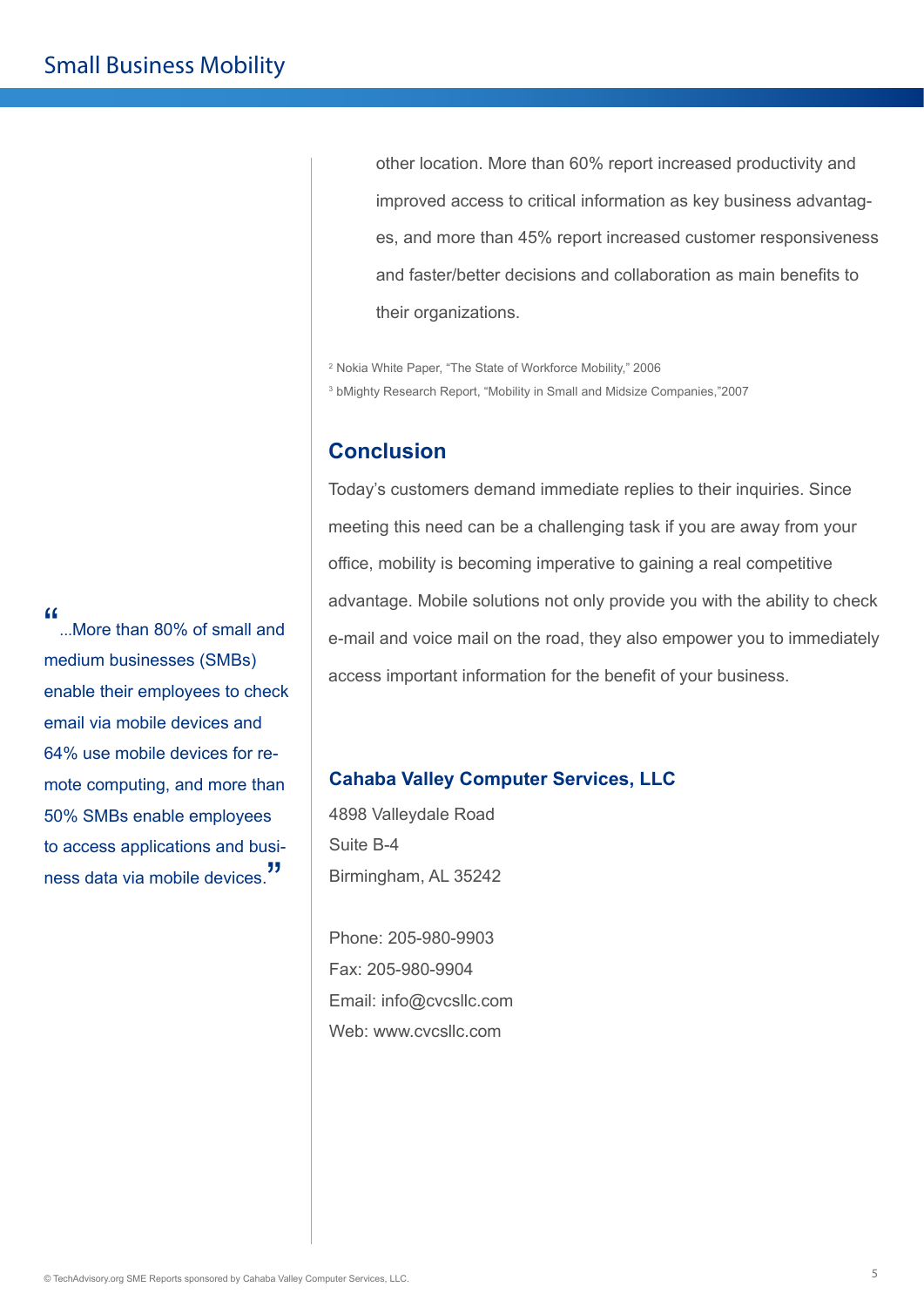other location. More than 60% report increased productivity and improved access to critical information as key business advantages, and more than 45% report increased customer responsiveness and faster/better decisions and collaboration as main benefits to their organizations.

[2] Nokia White Paper, "The State of Workforce Mobility," 2006
[3] bMighty Research Report, "Mobility in Small and Midsize Companies,"2007

"...More than 80% of small and medium businesses (SMBs) enable their employees to check email via mobile devices and 64% use mobile devices for remote computing, and more than 50% SMBs enable employees to access applications and business data via mobile devices."

## Conclusion

Today's customers demand immediate replies to their inquiries. Since meeting this need can be a challenging task if you are away from your office, mobility is becoming imperative to gaining a real competitive advantage. Mobile solutions not only provide you with the ability to check e-mail and voice mail on the road, they also empower you to immediately access important information for the benefit of your business.

### Cahaba Valley Computer Services, LLC

4898 Valleydale Road
Suite B-4
Birmingham, AL 35242

Phone: 205-980-9903
Fax: 205-980-9904
Email: info@cvcsllc.com
Web: www.cvcsllc.com